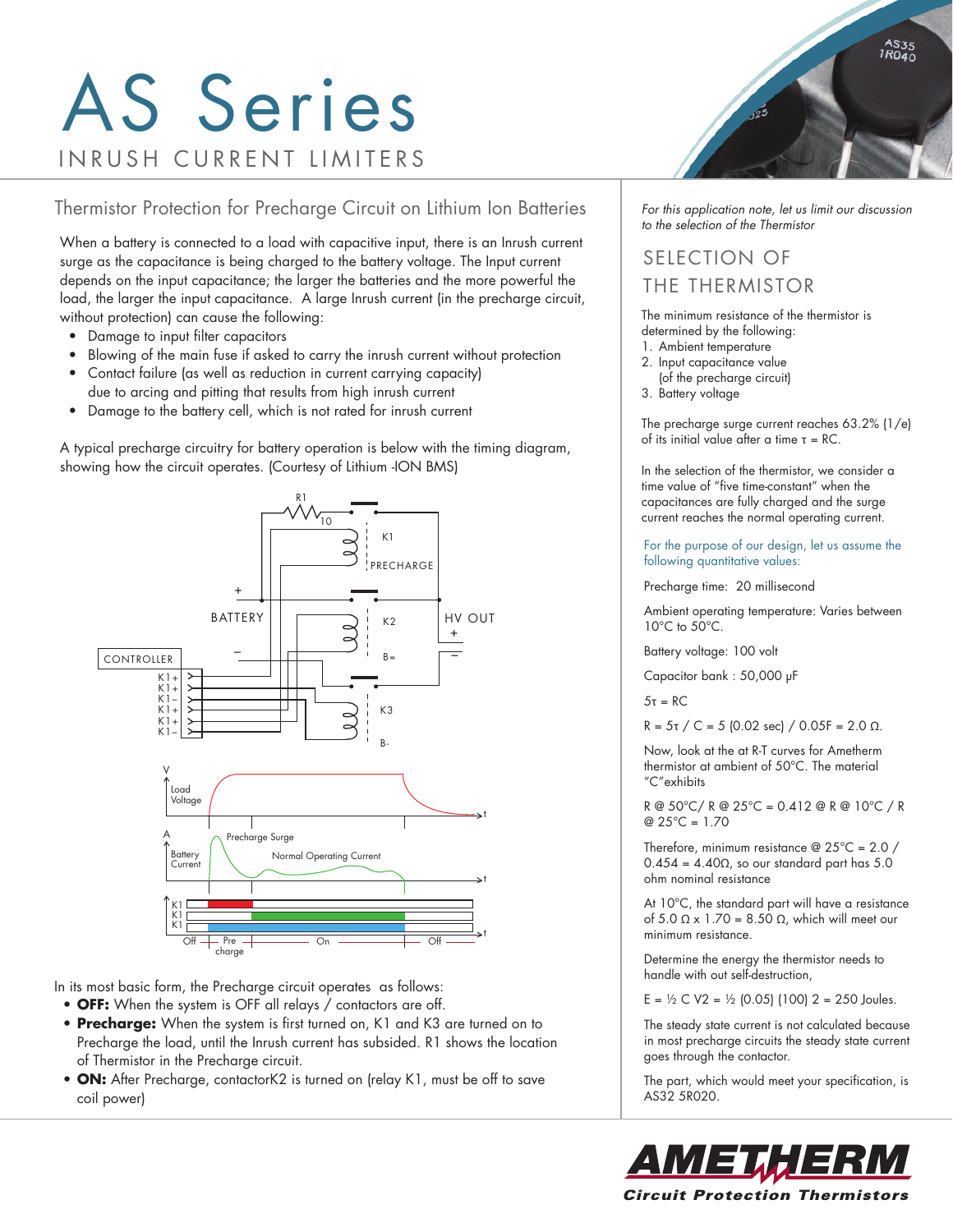# AS Series

INRUSH CURRENT LIMITERS

## Thermistor Protection for Precharge Circuit on Lithium Ion Batteries

When a battery is connected to a load with capacitive input, there is an Inrush current surge as the capacitance is being charged to the battery voltage. The Input current depends on the input capacitance; the larger the batteries and the more powerful the load, the larger the input capacitance. A large Inrush current (in the precharge circuit, without protection) can cause the following:

- Damage to input filter capacitors
- Blowing of the main fuse if asked to carry the inrush current without protection
- Contact failure (as well as reduction in current carrying capacity) due to arcing and pitting that results from high inrush current
- Damage to the battery cell, which is not rated for inrush current

A typical precharge circuitry for battery operation is below with the timing diagram, showing how the circuit operates. (Courtesy of Lithium -ION BMS)

In its most basic form, the Precharge circuit operates as follows:

- **OFF:** When the system is OFF all relays / contactors are off.
- **Precharge:** When the system is first turned on, K1 and K3 are turned on to Precharge the load, until the Inrush current has subsided. R1 shows the location of Thermistor in the Precharge circuit.
- **ON:** After Precharge, contactorK2 is turned on (relay K1, must be off to save coil power)

*For this application note, let us limit our discussion to the selection of the Thermistor*

## SELECTION OF THE THERMISTOR

The minimum resistance of the thermistor is determined by the following:

1. Ambient temperature
2. Input capacitance value (of the precharge circuit)
3. Battery voltage

The precharge surge current reaches 63.2% (1/e) of its initial value after a time $\tau$ = RC.

In the selection of the thermistor, we consider a time value of "five time-constant" when the capacitances are fully charged and the surge current reaches the normal operating current.

For the purpose of our design, let us assume the following quantitative values:

Precharge time: 20 millisecond

Ambient operating temperature: Varies between 10°C to 50°C.

Battery voltage: 100 volt

Capacitor bank : 50,000 µF

$5\tau$ = RC

R = $5\tau$ / C = 5 (0.02 sec) / 0.05F = 2.0 Ω.

Now, look at the at R-T curves for Ametherm thermistor at ambient of 50°C. The material "C"exhibits

R @ 50°C/ R @ 25°C = 0.412 @ R @ 10°C / R @ 25°C = 1.70

Therefore, minimum resistance @ 25°C = 2.0 / 0.454 = 4.40Ω, so our standard part has 5.0 ohm nominal resistance

At 10°C, the standard part will have a resistance of 5.0 Ω x 1.70 = 8.50 Ω, which will meet our minimum resistance.

Determine the energy the thermistor needs to handle with out self-destruction,

E = ½ C V2 = ½ (0.05) (100) 2 = 250 Joules.

The steady state current is not calculated because in most precharge circuits the steady state current goes through the contactor.

The part, which would meet your specification, is AS32 5R020.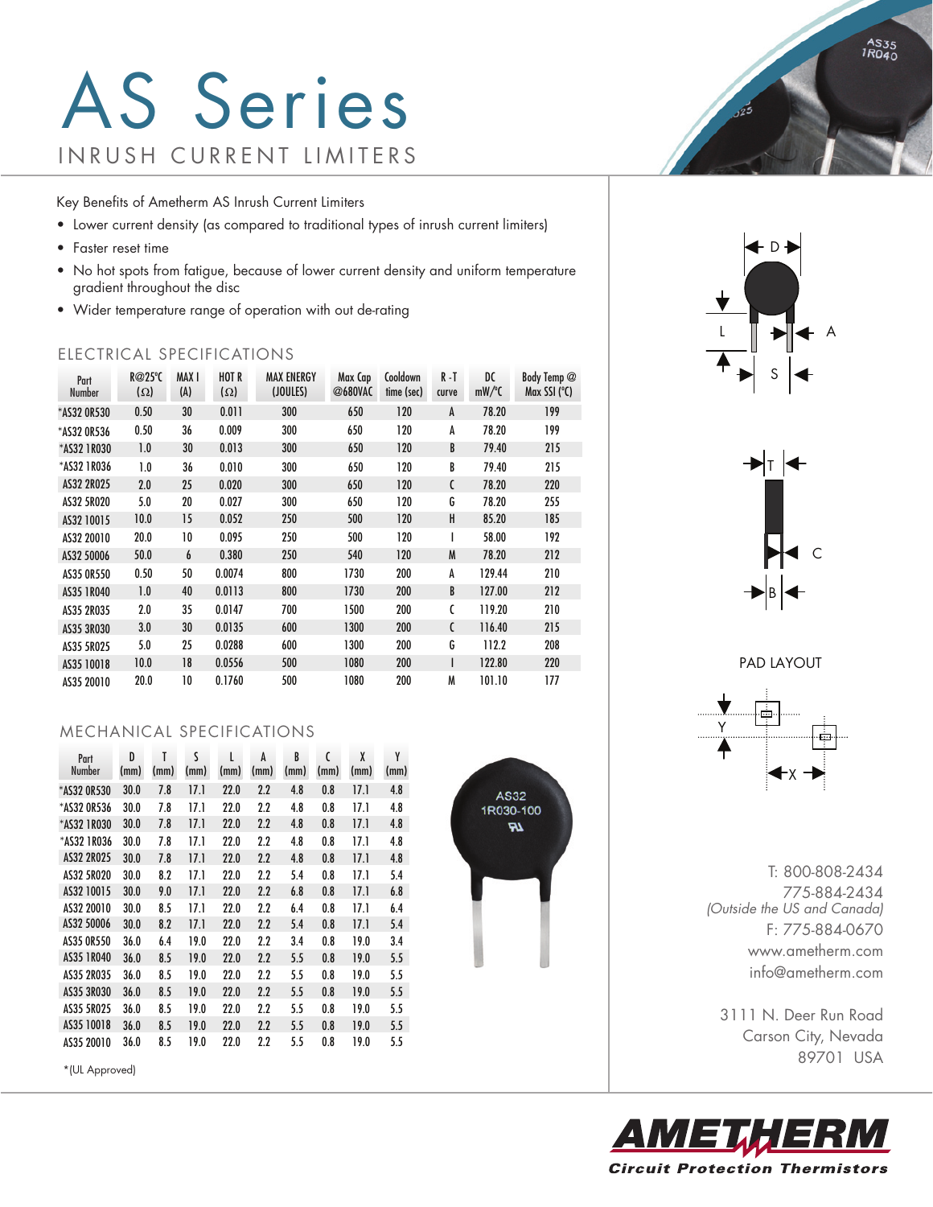# AS Series

INRUSH CURRENT LIMITERS

Key Benefits of Ametherm AS Inrush Current Limiters

- Lower current density (as compared to traditional types of inrush current limiters)
- Faster reset time
- No hot spots from fatigue, because of lower current density and uniform temperature gradient throughout the disc
- Wider temperature range of operation with out de-rating

## ELECTRICAL SPECIFICATIONS

| Part Number | R@25°C (Ω) | MAX I (A) | HOT R (Ω) | MAX ENERGY (JOULES) | Max Cap @680VAC | Cooldown time (sec) | R-T curve | DC mW/°C | Body Temp @ Max SSI (°C) |
|---|---|---|---|---|---|---|---|---|---|
| *AS32 0R530 | 0.50 | 30 | 0.011 | 300 | 650 | 120 | A | 78.20 | 199 |
| *AS32 0R536 | 0.50 | 36 | 0.009 | 300 | 650 | 120 | A | 78.20 | 199 |
| *AS32 1R030 | 1.0 | 30 | 0.013 | 300 | 650 | 120 | B | 79.40 | 215 |
| *AS32 1R036 | 1.0 | 36 | 0.010 | 300 | 650 | 120 | B | 79.40 | 215 |
| AS32 2R025 | 2.0 | 25 | 0.020 | 300 | 650 | 120 | C | 78.20 | 220 |
| AS32 5R020 | 5.0 | 20 | 0.027 | 300 | 650 | 120 | G | 78.20 | 255 |
| AS32 10015 | 10.0 | 15 | 0.052 | 250 | 500 | 120 | H | 85.20 | 185 |
| AS32 20010 | 20.0 | 10 | 0.095 | 250 | 500 | 120 | I | 58.00 | 192 |
| AS32 50006 | 50.0 | 6 | 0.380 | 250 | 540 | 120 | M | 78.20 | 212 |
| AS35 0R550 | 0.50 | 50 | 0.0074 | 800 | 1730 | 200 | A | 129.44 | 210 |
| AS35 1R040 | 1.0 | 40 | 0.0113 | 800 | 1730 | 200 | B | 127.00 | 212 |
| AS35 2R035 | 2.0 | 35 | 0.0147 | 700 | 1500 | 200 | C | 119.20 | 210 |
| AS35 3R030 | 3.0 | 30 | 0.0135 | 600 | 1300 | 200 | C | 116.40 | 215 |
| AS35 5R025 | 5.0 | 25 | 0.0288 | 600 | 1300 | 200 | G | 112.2 | 208 |
| AS35 10018 | 10.0 | 18 | 0.0556 | 500 | 1080 | 200 | I | 122.80 | 220 |
| AS35 20010 | 20.0 | 10 | 0.1760 | 500 | 1080 | 200 | M | 101.10 | 177 |

## MECHANICAL SPECIFICATIONS

| Part Number | D (mm) | T (mm) | S (mm) | L (mm) | A (mm) | B (mm) | C (mm) | X (mm) | Y (mm) |
|---|---|---|---|---|---|---|---|---|---|
| *AS32 0R530 | 30.0 | 7.8 | 17.1 | 22.0 | 2.2 | 4.8 | 0.8 | 17.1 | 4.8 |
| *AS32 0R536 | 30.0 | 7.8 | 17.1 | 22.0 | 2.2 | 4.8 | 0.8 | 17.1 | 4.8 |
| *AS32 1R030 | 30.0 | 7.8 | 17.1 | 22.0 | 2.2 | 4.8 | 0.8 | 17.1 | 4.8 |
| *AS32 1R036 | 30.0 | 7.8 | 17.1 | 22.0 | 2.2 | 4.8 | 0.8 | 17.1 | 4.8 |
| AS32 2R025 | 30.0 | 7.8 | 17.1 | 22.0 | 2.2 | 4.8 | 0.8 | 17.1 | 4.8 |
| AS32 5R020 | 30.0 | 8.2 | 17.1 | 22.0 | 2.2 | 5.4 | 0.8 | 17.1 | 5.4 |
| AS32 10015 | 30.0 | 9.0 | 17.1 | 22.0 | 2.2 | 6.8 | 0.8 | 17.1 | 6.8 |
| AS32 20010 | 30.0 | 8.5 | 17.1 | 22.0 | 2.2 | 6.4 | 0.8 | 17.1 | 6.4 |
| AS32 50006 | 30.0 | 8.2 | 17.1 | 22.0 | 2.2 | 5.4 | 0.8 | 17.1 | 5.4 |
| AS35 0R550 | 36.0 | 6.4 | 19.0 | 22.0 | 2.2 | 3.4 | 0.8 | 19.0 | 3.4 |
| AS35 1R040 | 36.0 | 8.5 | 19.0 | 22.0 | 2.2 | 5.5 | 0.8 | 19.0 | 5.5 |
| AS35 2R035 | 36.0 | 8.5 | 19.0 | 22.0 | 2.2 | 5.5 | 0.8 | 19.0 | 5.5 |
| AS35 3R030 | 36.0 | 8.5 | 19.0 | 22.0 | 2.2 | 5.5 | 0.8 | 19.0 | 5.5 |
| AS35 5R025 | 36.0 | 8.5 | 19.0 | 22.0 | 2.2 | 5.5 | 0.8 | 19.0 | 5.5 |
| AS35 10018 | 36.0 | 8.5 | 19.0 | 22.0 | 2.2 | 5.5 | 0.8 | 19.0 | 5.5 |
| AS35 20010 | 36.0 | 8.5 | 19.0 | 22.0 | 2.2 | 5.5 | 0.8 | 19.0 | 5.5 |

*(UL Approved)

PAD LAYOUT

T: 800-808-2434
775-884-2434
*(Outside the US and Canada)*
F: 775-884-0670
www.ametherm.com
info@ametherm.com

3111 N. Deer Run Road
Carson City, Nevada
89701 USA

**AMETHERM**
**Circuit Protection Thermistors**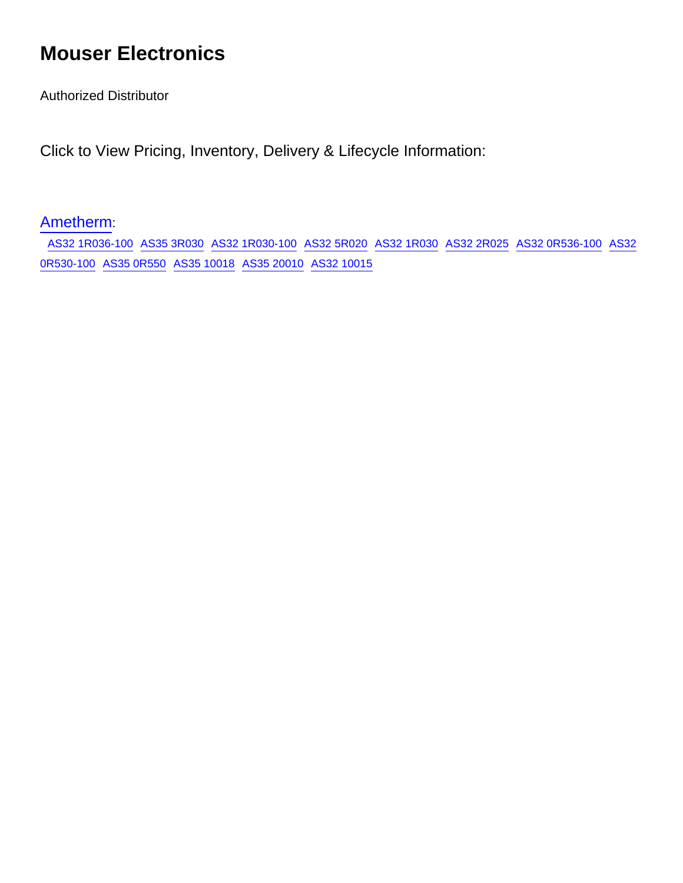# Mouser Electronics

Authorized Distributor

Click to View Pricing, Inventory, Delivery & Lifecycle Information:

Ametherm:

AS32 1R036-100 AS35 3R030 AS32 1R030-100 AS32 5R020 AS32 1R030 AS32 2R025 AS32 0R536-100 AS32 0R530-100 AS35 0R550 AS35 10018 AS35 20010 AS32 10015